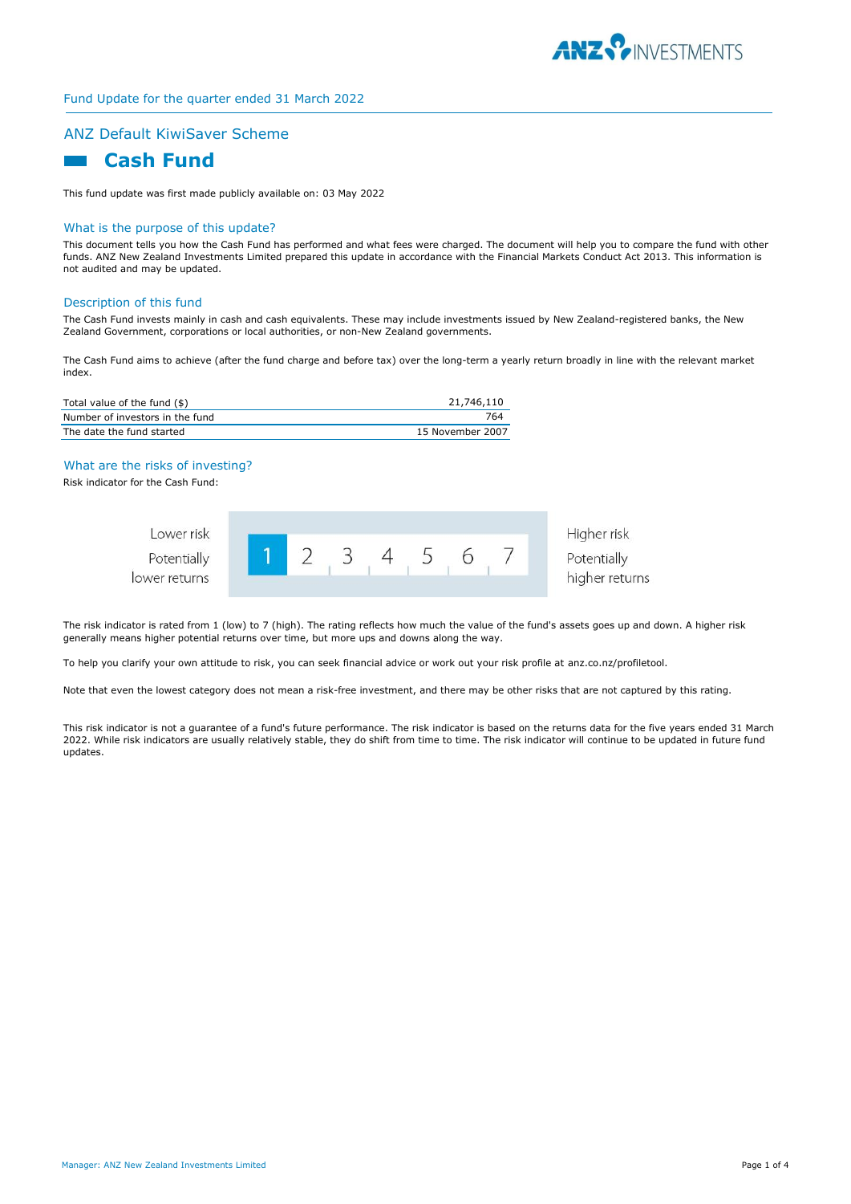Fund Update for the quarter ended 31 March 2022

## ANZ Default KiwiSaver Scheme

# Cash Fund

This fund update was first made publicly available on: 03 May 2022

### What is the purpose of this update?

This document tells you how the Cash Fund has performed and what fees were charged. The document will help you to compare the fund with other funds. ANZ New Zealand Investments Limited prepared this update in accordance with the Financial Markets Conduct Act 2013. This information is not audited and may be updated.

### Description of this fund

The Cash Fund invests mainly in cash and cash equivalents. These may include investments issued by New Zealand-registered banks, the New Zealand Government, corporations or local authorities, or non-New Zealand governments.

The Cash Fund aims to achieve (after the fund charge and before tax) over the long-term a yearly return broadly in line with the relevant market index.

| | |
|---|---|
| Total value of the fund ($) | 21,746,110 |
| Number of investors in the fund | 764 |
| The date the fund started | 15 November 2007 |

### What are the risks of investing?

Risk indicator for the Cash Fund:

| Lower risk<br>Potentially lower returns | **1** | 2 | 3 | 4 | 5 | 6 | 7 | Higher risk<br>Potentially higher returns |
|---|---|---|---|---|---|---|---|---|

The risk indicator is rated from 1 (low) to 7 (high). The rating reflects how much the value of the fund's assets goes up and down. A higher risk generally means higher potential returns over time, but more ups and downs along the way.

To help you clarify your own attitude to risk, you can seek financial advice or work out your risk profile at anz.co.nz/profiletool.

Note that even the lowest category does not mean a risk-free investment, and there may be other risks that are not captured by this rating.

This risk indicator is not a guarantee of a fund's future performance. The risk indicator is based on the returns data for the five years ended 31 March 2022. While risk indicators are usually relatively stable, they do shift from time to time. The risk indicator will continue to be updated in future fund updates.

Manager: ANZ New Zealand Investments Limited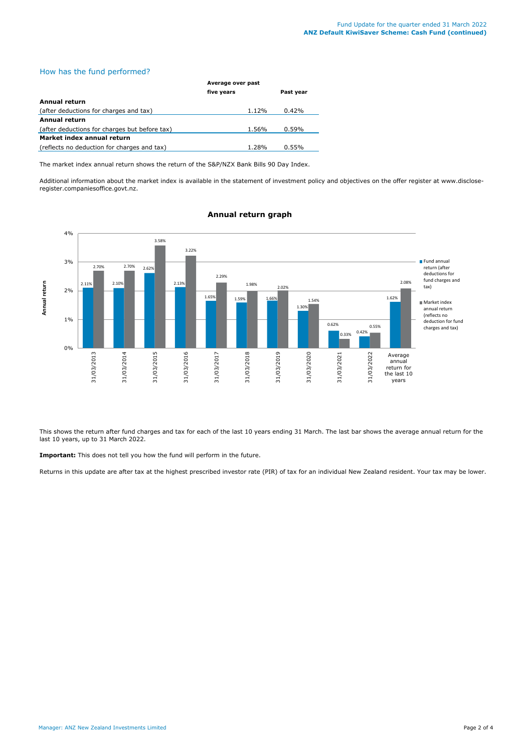## How has the fund performed?

| | Average over past five years | Past year |
|---|---|---|
| **Annual return** | | |
| (after deductions for charges and tax) | 1.12% | 0.42% |
| **Annual return** | | |
| (after deductions for charges but before tax) | 1.56% | 0.59% |
| **Market index annual return** | | |
| (reflects no deduction for charges and tax) | 1.28% | 0.55% |

The market index annual return shows the return of the S&P/NZX Bank Bills 90 Day Index.

Additional information about the market index is available in the statement of investment policy and objectives on the offer register at www.disclose-register.companiesoffice.govt.nz.

### Annual return graph

| Year | Fund annual return (after deductions for fund charges and tax) | Market index annual return (reflects no deduction for fund charges and tax) |
|---|---|---|
| 31/03/2013 | 2.11% | 2.70% |
| 31/03/2014 | 2.10% | 2.70% |
| 31/03/2015 | 2.62% | 3.58% |
| 31/03/2016 | 2.13% | 3.22% |
| 31/03/2017 | 1.65% | 2.29% |
| 31/03/2018 | 1.59% | 1.98% |
| 31/03/2019 | 1.66% | 2.02% |
| 31/03/2020 | 1.30% | 1.54% |
| 31/03/2021 | 0.62% | 0.33% |
| 31/03/2022 | 0.42% | 0.55% |
| Average annual return for the last 10 years | 1.62% | 2.08% |

This shows the return after fund charges and tax for each of the last 10 years ending 31 March. The last bar shows the average annual return for the last 10 years, up to 31 March 2022.

**Important:** This does not tell you how the fund will perform in the future.

Returns in this update are after tax at the highest prescribed investor rate (PIR) of tax for an individual New Zealand resident. Your tax may be lower.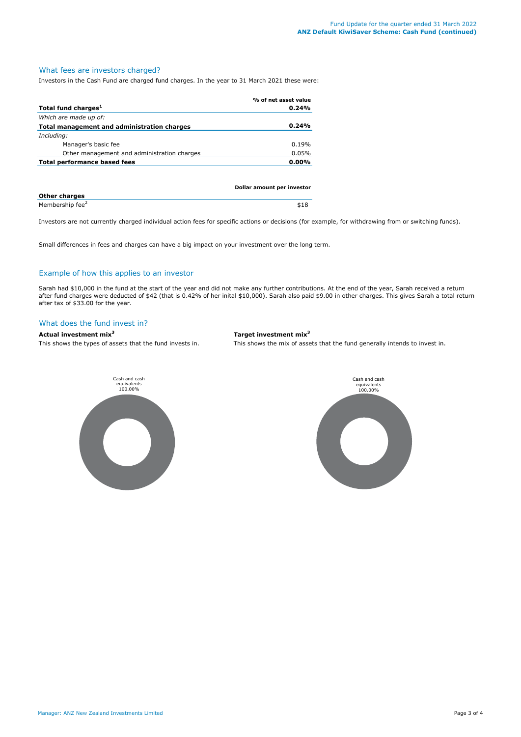## What fees are investors charged?

Investors in the Cash Fund are charged fund charges. In the year to 31 March 2021 these were:

| | % of net asset value |
|---|---|
| **Total fund charges[1]** | **0.24%** |
| *Which are made up of:* | |
| **Total management and administration charges** | **0.24%** |
| *Including:* | |
| Manager's basic fee | 0.19% |
| Other management and administration charges | 0.05% |
| **Total performance based fees** | **0.00%** |

| | Dollar amount per investor |
|---|---|
| **Other charges** | |
| Membership fee[2] | $18 |

Investors are not currently charged individual action fees for specific actions or decisions (for example, for withdrawing from or switching funds).

Small differences in fees and charges can have a big impact on your investment over the long term.

## Example of how this applies to an investor

Sarah had $10,000 in the fund at the start of the year and did not make any further contributions. At the end of the year, Sarah received a return after fund charges were deducted of $42 (that is 0.42% of her inital $10,000). Sarah also paid $9.00 in other charges. This gives Sarah a total return after tax of $33.00 for the year.

## What does the fund invest in?

**Actual investment mix[3]**

This shows the types of assets that the fund invests in.

Cash and cash equivalents 100.00%

**Target investment mix[3]**

This shows the mix of assets that the fund generally intends to invest in.

Cash and cash equivalents 100.00%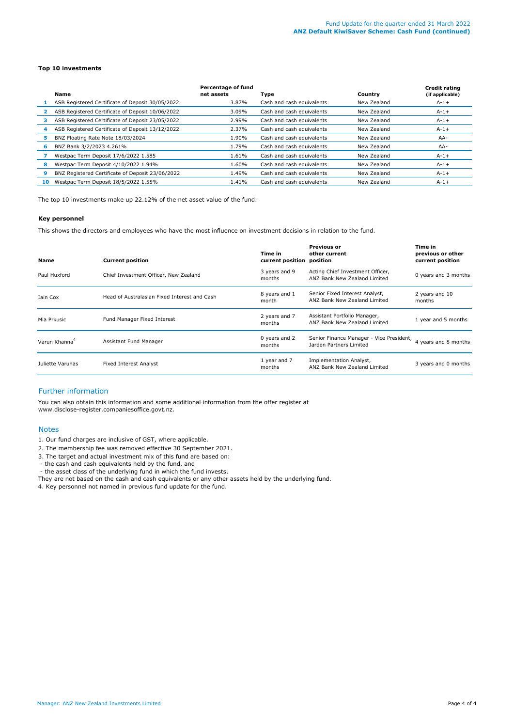### Top 10 investments

| | Name | Percentage of fund net assets | Type | Country | Credit rating (if applicable) |
|---|---|---|---|---|---|
| 1 | ASB Registered Certificate of Deposit 30/05/2022 | 3.87% | Cash and cash equivalents | New Zealand | A-1+ |
| 2 | ASB Registered Certificate of Deposit 10/06/2022 | 3.09% | Cash and cash equivalents | New Zealand | A-1+ |
| 3 | ASB Registered Certificate of Deposit 23/05/2022 | 2.99% | Cash and cash equivalents | New Zealand | A-1+ |
| 4 | ASB Registered Certificate of Deposit 13/12/2022 | 2.37% | Cash and cash equivalents | New Zealand | A-1+ |
| 5 | BNZ Floating Rate Note 18/03/2024 | 1.90% | Cash and cash equivalents | New Zealand | AA- |
| 6 | BNZ Bank 3/2/2023 4.261% | 1.79% | Cash and cash equivalents | New Zealand | AA- |
| 7 | Westpac Term Deposit 17/6/2022 1.585 | 1.61% | Cash and cash equivalents | New Zealand | A-1+ |
| 8 | Westpac Term Deposit 4/10/2022 1.94% | 1.60% | Cash and cash equivalents | New Zealand | A-1+ |
| 9 | BNZ Registered Certificate of Deposit 23/06/2022 | 1.49% | Cash and cash equivalents | New Zealand | A-1+ |
| 10 | Westpac Term Deposit 18/5/2022 1.55% | 1.41% | Cash and cash equivalents | New Zealand | A-1+ |

The top 10 investments make up 22.12% of the net asset value of the fund.

### Key personnel

This shows the directors and employees who have the most influence on investment decisions in relation to the fund.

| Name | Current position | Time in current position | Previous or other current position | Time in previous or other current position |
|---|---|---|---|---|
| Paul Huxford | Chief Investment Officer, New Zealand | 3 years and 9 months | Acting Chief Investment Officer, ANZ Bank New Zealand Limited | 0 years and 3 months |
| Iain Cox | Head of Australasian Fixed Interest and Cash | 8 years and 1 month | Senior Fixed Interest Analyst, ANZ Bank New Zealand Limited | 2 years and 10 months |
| Mia Prkusic | Fund Manager Fixed Interest | 2 years and 7 months | Assistant Portfolio Manager, ANZ Bank New Zealand Limited | 1 year and 5 months |
| Varun Khanna[4] | Assistant Fund Manager | 0 years and 2 months | Senior Finance Manager - Vice President, Jarden Partners Limited | 4 years and 8 months |
| Juliette Varuhas | Fixed Interest Analyst | 1 year and 7 months | Implementation Analyst, ANZ Bank New Zealand Limited | 3 years and 0 months |

## Further information

You can also obtain this information and some additional information from the offer register at www.disclose-register.companiesoffice.govt.nz.

## Notes

1. Our fund charges are inclusive of GST, where applicable.
2. The membership fee was removed effective 30 September 2021.
3. The target and actual investment mix of this fund are based on:
 - the cash and cash equivalents held by the fund, and
 - the asset class of the underlying fund in which the fund invests.

They are not based on the cash and cash equivalents or any other assets held by the underlying fund.

4. Key personnel not named in previous fund update for the fund.